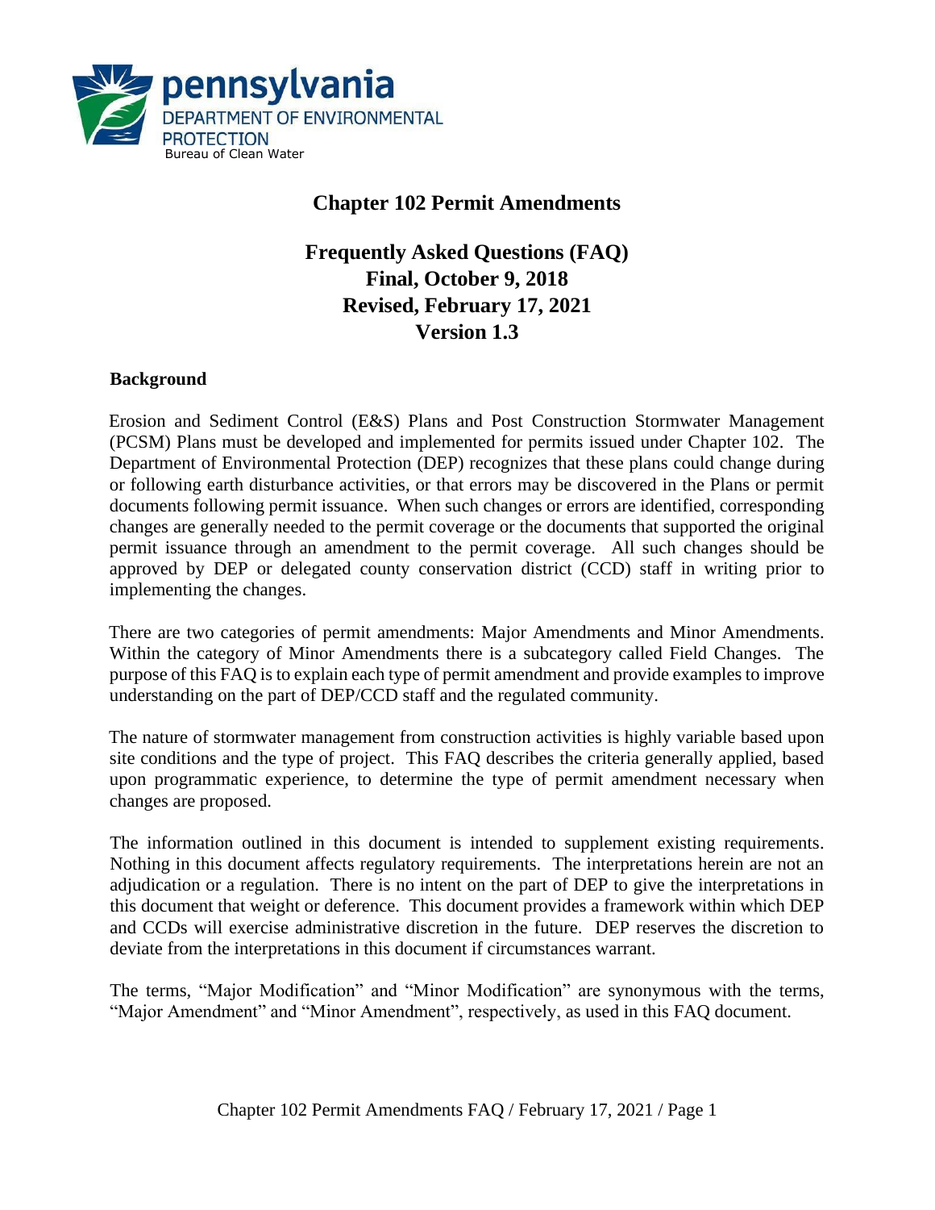pennsylvania
DEPARTMENT OF ENVIRONMENTAL PROTECTION
Bureau of Clean Water

# Chapter 102 Permit Amendments

## Frequently Asked Questions (FAQ)
## Final, October 9, 2018
## Revised, February 17, 2021
## Version 1.3

### Background

Erosion and Sediment Control (E&S) Plans and Post Construction Stormwater Management (PCSM) Plans must be developed and implemented for permits issued under Chapter 102. The Department of Environmental Protection (DEP) recognizes that these plans could change during or following earth disturbance activities, or that errors may be discovered in the Plans or permit documents following permit issuance. When such changes or errors are identified, corresponding changes are generally needed to the permit coverage or the documents that supported the original permit issuance through an amendment to the permit coverage. All such changes should be approved by DEP or delegated county conservation district (CCD) staff in writing prior to implementing the changes.

There are two categories of permit amendments: Major Amendments and Minor Amendments. Within the category of Minor Amendments there is a subcategory called Field Changes. The purpose of this FAQ is to explain each type of permit amendment and provide examples to improve understanding on the part of DEP/CCD staff and the regulated community.

The nature of stormwater management from construction activities is highly variable based upon site conditions and the type of project. This FAQ describes the criteria generally applied, based upon programmatic experience, to determine the type of permit amendment necessary when changes are proposed.

The information outlined in this document is intended to supplement existing requirements. Nothing in this document affects regulatory requirements. The interpretations herein are not an adjudication or a regulation. There is no intent on the part of DEP to give the interpretations in this document that weight or deference. This document provides a framework within which DEP and CCDs will exercise administrative discretion in the future. DEP reserves the discretion to deviate from the interpretations in this document if circumstances warrant.

The terms, "Major Modification" and "Minor Modification" are synonymous with the terms, "Major Amendment" and "Minor Amendment", respectively, as used in this FAQ document.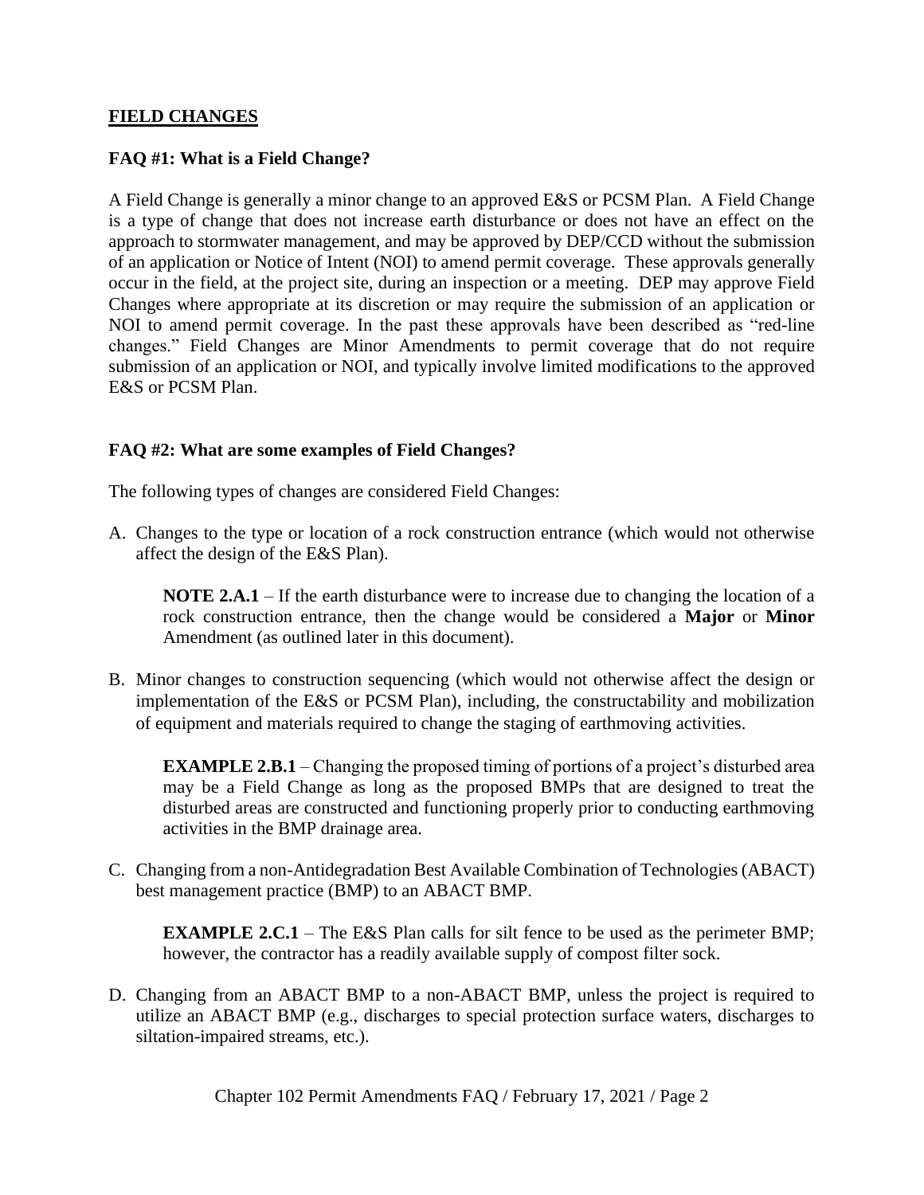## FIELD CHANGES

### FAQ #1: What is a Field Change?

A Field Change is generally a minor change to an approved E&S or PCSM Plan. A Field Change is a type of change that does not increase earth disturbance or does not have an effect on the approach to stormwater management, and may be approved by DEP/CCD without the submission of an application or Notice of Intent (NOI) to amend permit coverage. These approvals generally occur in the field, at the project site, during an inspection or a meeting. DEP may approve Field Changes where appropriate at its discretion or may require the submission of an application or NOI to amend permit coverage. In the past these approvals have been described as "red-line changes." Field Changes are Minor Amendments to permit coverage that do not require submission of an application or NOI, and typically involve limited modifications to the approved E&S or PCSM Plan.

### FAQ #2: What are some examples of Field Changes?

The following types of changes are considered Field Changes:

A. Changes to the type or location of a rock construction entrance (which would not otherwise affect the design of the E&S Plan).

> **NOTE 2.A.1** – If the earth disturbance were to increase due to changing the location of a rock construction entrance, then the change would be considered a **Major** or **Minor** Amendment (as outlined later in this document).

B. Minor changes to construction sequencing (which would not otherwise affect the design or implementation of the E&S or PCSM Plan), including, the constructability and mobilization of equipment and materials required to change the staging of earthmoving activities.

> **EXAMPLE 2.B.1** – Changing the proposed timing of portions of a project's disturbed area may be a Field Change as long as the proposed BMPs that are designed to treat the disturbed areas are constructed and functioning properly prior to conducting earthmoving activities in the BMP drainage area.

C. Changing from a non-Antidegradation Best Available Combination of Technologies (ABACT) best management practice (BMP) to an ABACT BMP.

> **EXAMPLE 2.C.1** – The E&S Plan calls for silt fence to be used as the perimeter BMP; however, the contractor has a readily available supply of compost filter sock.

D. Changing from an ABACT BMP to a non-ABACT BMP, unless the project is required to utilize an ABACT BMP (e.g., discharges to special protection surface waters, discharges to siltation-impaired streams, etc.).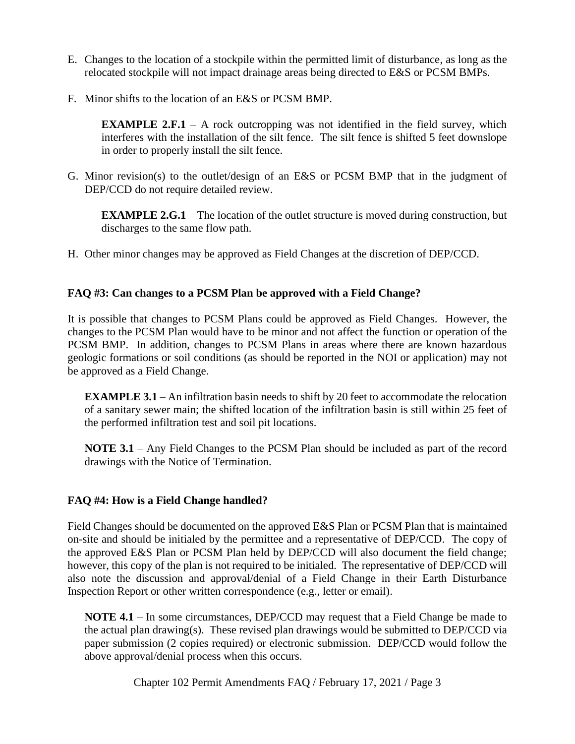E. Changes to the location of a stockpile within the permitted limit of disturbance, as long as the relocated stockpile will not impact drainage areas being directed to E&S or PCSM BMPs.

F. Minor shifts to the location of an E&S or PCSM BMP.

   **EXAMPLE 2.F.1** – A rock outcropping was not identified in the field survey, which interferes with the installation of the silt fence. The silt fence is shifted 5 feet downslope in order to properly install the silt fence.

G. Minor revision(s) to the outlet/design of an E&S or PCSM BMP that in the judgment of DEP/CCD do not require detailed review.

   **EXAMPLE 2.G.1** – The location of the outlet structure is moved during construction, but discharges to the same flow path.

H. Other minor changes may be approved as Field Changes at the discretion of DEP/CCD.

**FAQ #3: Can changes to a PCSM Plan be approved with a Field Change?**

It is possible that changes to PCSM Plans could be approved as Field Changes. However, the changes to the PCSM Plan would have to be minor and not affect the function or operation of the PCSM BMP. In addition, changes to PCSM Plans in areas where there are known hazardous geologic formations or soil conditions (as should be reported in the NOI or application) may not be approved as a Field Change.

**EXAMPLE 3.1** – An infiltration basin needs to shift by 20 feet to accommodate the relocation of a sanitary sewer main; the shifted location of the infiltration basin is still within 25 feet of the performed infiltration test and soil pit locations.

**NOTE 3.1** – Any Field Changes to the PCSM Plan should be included as part of the record drawings with the Notice of Termination.

**FAQ #4: How is a Field Change handled?**

Field Changes should be documented on the approved E&S Plan or PCSM Plan that is maintained on-site and should be initialed by the permittee and a representative of DEP/CCD. The copy of the approved E&S Plan or PCSM Plan held by DEP/CCD will also document the field change; however, this copy of the plan is not required to be initialed. The representative of DEP/CCD will also note the discussion and approval/denial of a Field Change in their Earth Disturbance Inspection Report or other written correspondence (e.g., letter or email).

**NOTE 4.1** – In some circumstances, DEP/CCD may request that a Field Change be made to the actual plan drawing(s). These revised plan drawings would be submitted to DEP/CCD via paper submission (2 copies required) or electronic submission. DEP/CCD would follow the above approval/denial process when this occurs.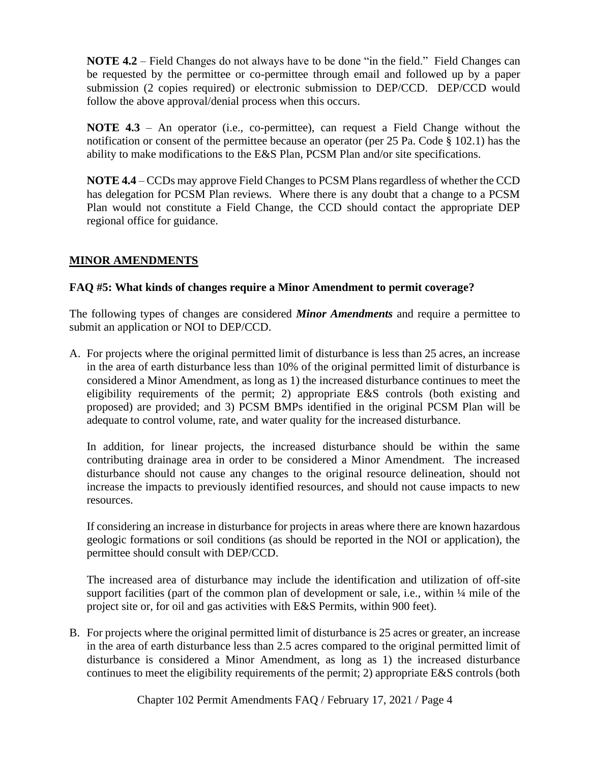**NOTE 4.2** – Field Changes do not always have to be done "in the field." Field Changes can be requested by the permittee or co-permittee through email and followed up by a paper submission (2 copies required) or electronic submission to DEP/CCD. DEP/CCD would follow the above approval/denial process when this occurs.

**NOTE 4.3** – An operator (i.e., co-permittee), can request a Field Change without the notification or consent of the permittee because an operator (per 25 Pa. Code § 102.1) has the ability to make modifications to the E&S Plan, PCSM Plan and/or site specifications.

**NOTE 4.4** – CCDs may approve Field Changes to PCSM Plans regardless of whether the CCD has delegation for PCSM Plan reviews. Where there is any doubt that a change to a PCSM Plan would not constitute a Field Change, the CCD should contact the appropriate DEP regional office for guidance.

## MINOR AMENDMENTS

### FAQ #5: What kinds of changes require a Minor Amendment to permit coverage?

The following types of changes are considered ***Minor Amendments*** and require a permittee to submit an application or NOI to DEP/CCD.

A. For projects where the original permitted limit of disturbance is less than 25 acres, an increase in the area of earth disturbance less than 10% of the original permitted limit of disturbance is considered a Minor Amendment, as long as 1) the increased disturbance continues to meet the eligibility requirements of the permit; 2) appropriate E&S controls (both existing and proposed) are provided; and 3) PCSM BMPs identified in the original PCSM Plan will be adequate to control volume, rate, and water quality for the increased disturbance.

   In addition, for linear projects, the increased disturbance should be within the same contributing drainage area in order to be considered a Minor Amendment. The increased disturbance should not cause any changes to the original resource delineation, should not increase the impacts to previously identified resources, and should not cause impacts to new resources.

   If considering an increase in disturbance for projects in areas where there are known hazardous geologic formations or soil conditions (as should be reported in the NOI or application), the permittee should consult with DEP/CCD.

   The increased area of disturbance may include the identification and utilization of off-site support facilities (part of the common plan of development or sale, i.e., within ¼ mile of the project site or, for oil and gas activities with E&S Permits, within 900 feet).

B. For projects where the original permitted limit of disturbance is 25 acres or greater, an increase in the area of earth disturbance less than 2.5 acres compared to the original permitted limit of disturbance is considered a Minor Amendment, as long as 1) the increased disturbance continues to meet the eligibility requirements of the permit; 2) appropriate E&S controls (both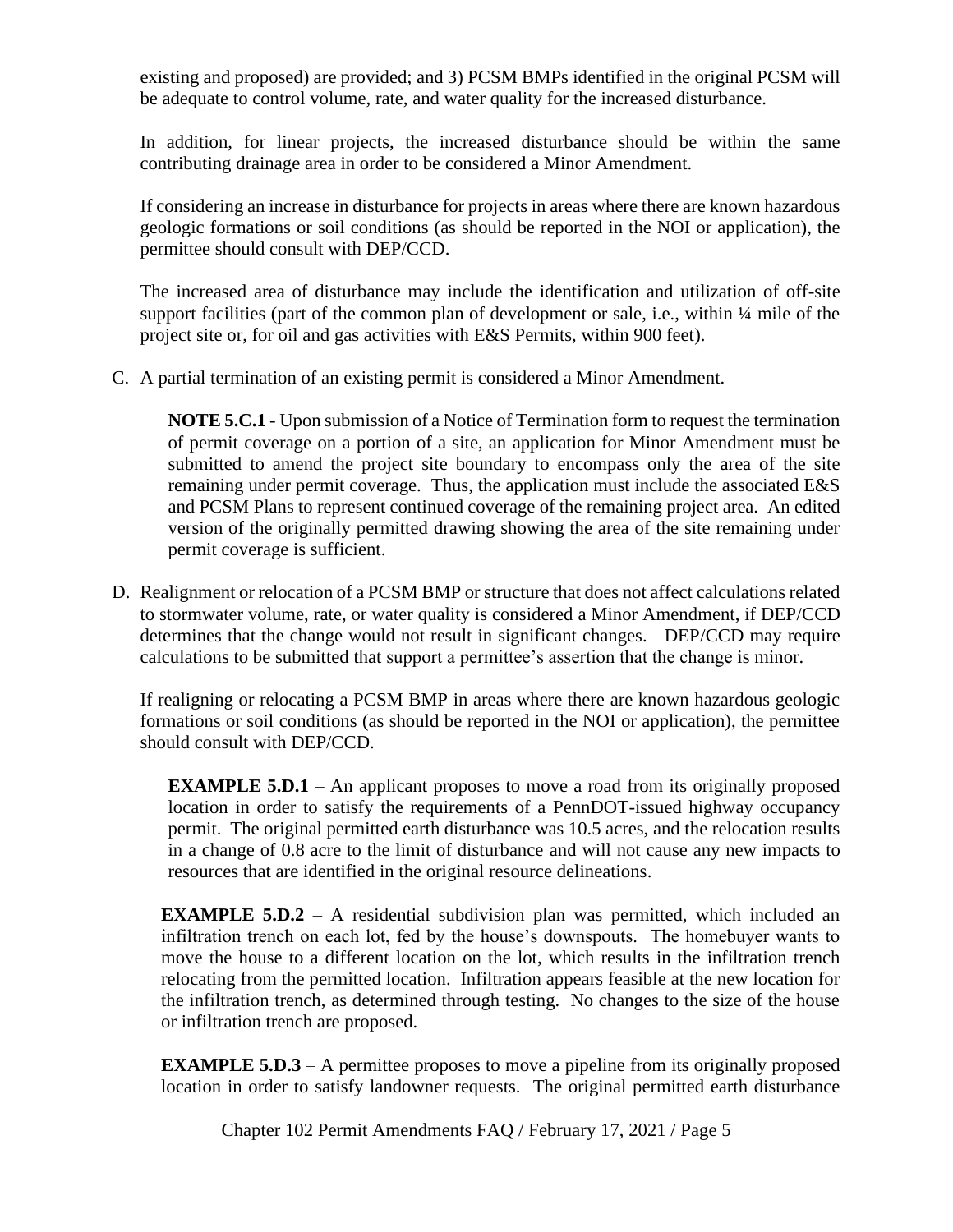existing and proposed) are provided; and 3) PCSM BMPs identified in the original PCSM will be adequate to control volume, rate, and water quality for the increased disturbance.

In addition, for linear projects, the increased disturbance should be within the same contributing drainage area in order to be considered a Minor Amendment.

If considering an increase in disturbance for projects in areas where there are known hazardous geologic formations or soil conditions (as should be reported in the NOI or application), the permittee should consult with DEP/CCD.

The increased area of disturbance may include the identification and utilization of off-site support facilities (part of the common plan of development or sale, i.e., within ¼ mile of the project site or, for oil and gas activities with E&S Permits, within 900 feet).

C. A partial termination of an existing permit is considered a Minor Amendment.

**NOTE 5.C.1** - Upon submission of a Notice of Termination form to request the termination of permit coverage on a portion of a site, an application for Minor Amendment must be submitted to amend the project site boundary to encompass only the area of the site remaining under permit coverage. Thus, the application must include the associated E&S and PCSM Plans to represent continued coverage of the remaining project area. An edited version of the originally permitted drawing showing the area of the site remaining under permit coverage is sufficient.

D. Realignment or relocation of a PCSM BMP or structure that does not affect calculations related to stormwater volume, rate, or water quality is considered a Minor Amendment, if DEP/CCD determines that the change would not result in significant changes. DEP/CCD may require calculations to be submitted that support a permittee's assertion that the change is minor.

If realigning or relocating a PCSM BMP in areas where there are known hazardous geologic formations or soil conditions (as should be reported in the NOI or application), the permittee should consult with DEP/CCD.

**EXAMPLE 5.D.1** – An applicant proposes to move a road from its originally proposed location in order to satisfy the requirements of a PennDOT-issued highway occupancy permit. The original permitted earth disturbance was 10.5 acres, and the relocation results in a change of 0.8 acre to the limit of disturbance and will not cause any new impacts to resources that are identified in the original resource delineations.

**EXAMPLE 5.D.2** – A residential subdivision plan was permitted, which included an infiltration trench on each lot, fed by the house's downspouts. The homebuyer wants to move the house to a different location on the lot, which results in the infiltration trench relocating from the permitted location. Infiltration appears feasible at the new location for the infiltration trench, as determined through testing. No changes to the size of the house or infiltration trench are proposed.

**EXAMPLE 5.D.3** – A permittee proposes to move a pipeline from its originally proposed location in order to satisfy landowner requests. The original permitted earth disturbance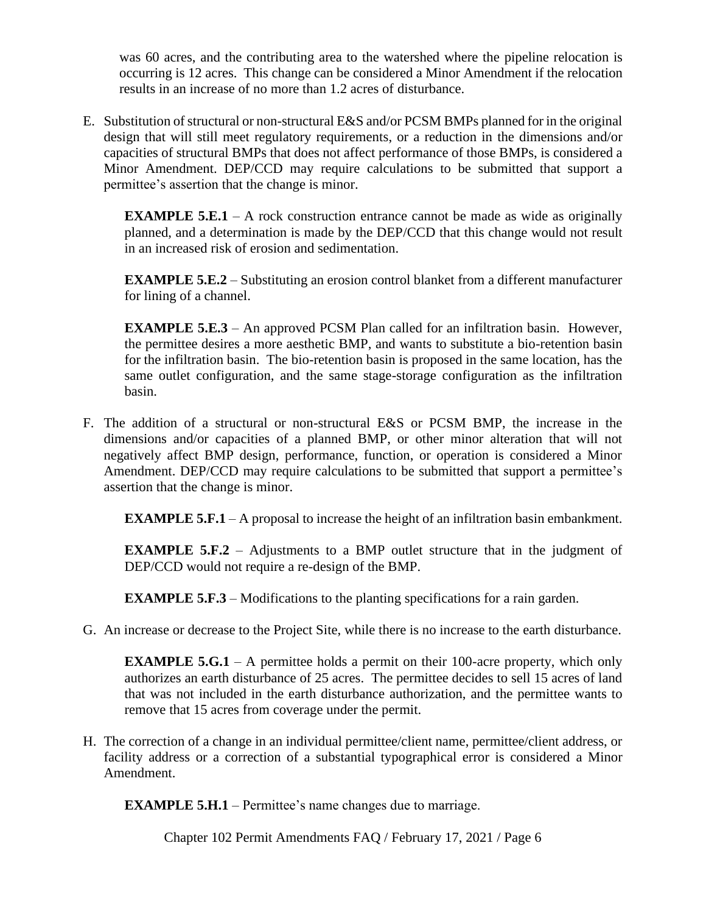was 60 acres, and the contributing area to the watershed where the pipeline relocation is occurring is 12 acres. This change can be considered a Minor Amendment if the relocation results in an increase of no more than 1.2 acres of disturbance.

E. Substitution of structural or non-structural E&S and/or PCSM BMPs planned for in the original design that will still meet regulatory requirements, or a reduction in the dimensions and/or capacities of structural BMPs that does not affect performance of those BMPs, is considered a Minor Amendment. DEP/CCD may require calculations to be submitted that support a permittee's assertion that the change is minor.

   **EXAMPLE 5.E.1** – A rock construction entrance cannot be made as wide as originally planned, and a determination is made by the DEP/CCD that this change would not result in an increased risk of erosion and sedimentation.

   **EXAMPLE 5.E.2** – Substituting an erosion control blanket from a different manufacturer for lining of a channel.

   **EXAMPLE 5.E.3** – An approved PCSM Plan called for an infiltration basin. However, the permittee desires a more aesthetic BMP, and wants to substitute a bio-retention basin for the infiltration basin. The bio-retention basin is proposed in the same location, has the same outlet configuration, and the same stage-storage configuration as the infiltration basin.

F. The addition of a structural or non-structural E&S or PCSM BMP, the increase in the dimensions and/or capacities of a planned BMP, or other minor alteration that will not negatively affect BMP design, performance, function, or operation is considered a Minor Amendment. DEP/CCD may require calculations to be submitted that support a permittee's assertion that the change is minor.

   **EXAMPLE 5.F.1** – A proposal to increase the height of an infiltration basin embankment.

   **EXAMPLE 5.F.2** – Adjustments to a BMP outlet structure that in the judgment of DEP/CCD would not require a re-design of the BMP.

   **EXAMPLE 5.F.3** – Modifications to the planting specifications for a rain garden.

G. An increase or decrease to the Project Site, while there is no increase to the earth disturbance.

   **EXAMPLE 5.G.1** – A permittee holds a permit on their 100-acre property, which only authorizes an earth disturbance of 25 acres. The permittee decides to sell 15 acres of land that was not included in the earth disturbance authorization, and the permittee wants to remove that 15 acres from coverage under the permit.

H. The correction of a change in an individual permittee/client name, permittee/client address, or facility address or a correction of a substantial typographical error is considered a Minor Amendment.

   **EXAMPLE 5.H.1** – Permittee's name changes due to marriage.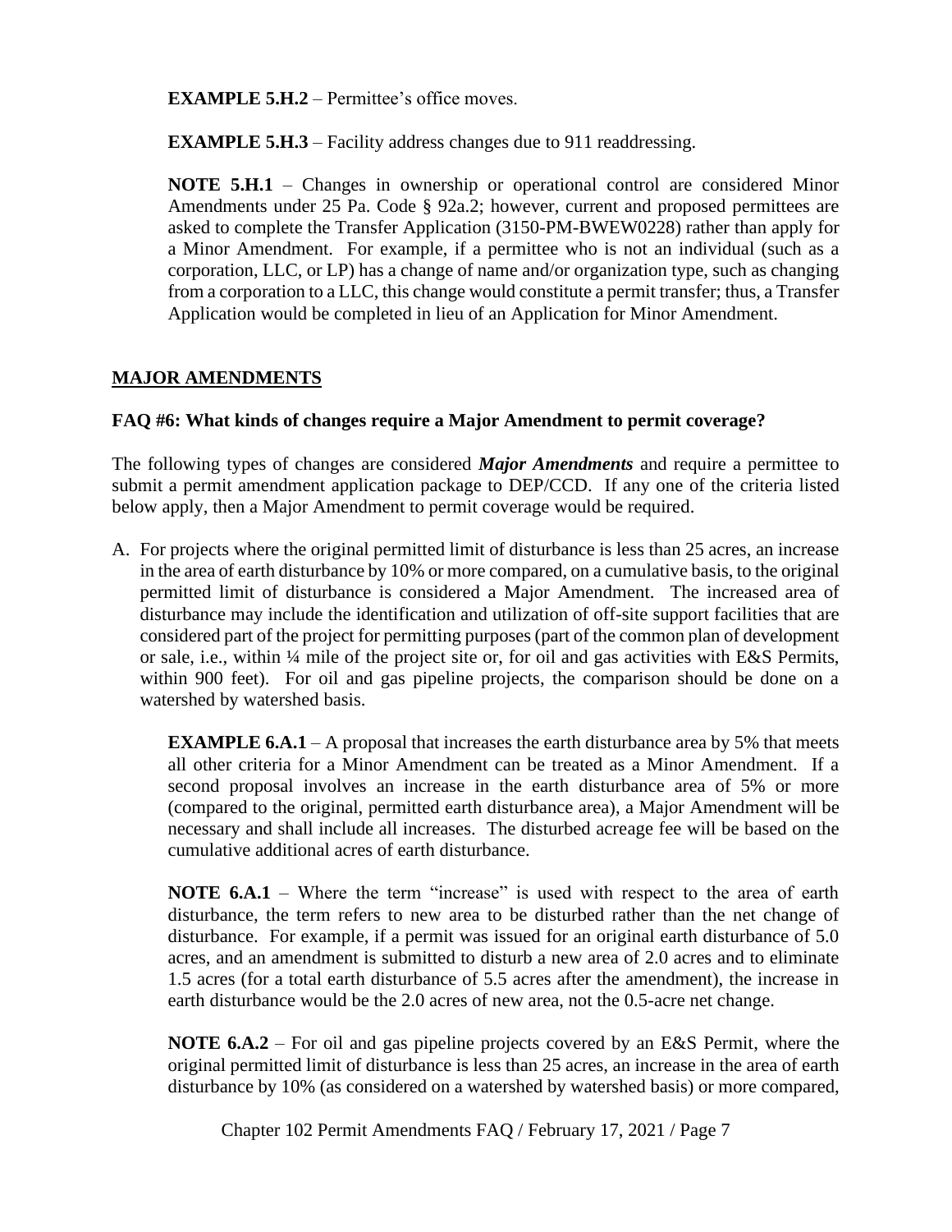**EXAMPLE 5.H.2** – Permittee's office moves.

**EXAMPLE 5.H.3** – Facility address changes due to 911 readdressing.

**NOTE 5.H.1** – Changes in ownership or operational control are considered Minor Amendments under 25 Pa. Code § 92a.2; however, current and proposed permittees are asked to complete the Transfer Application (3150-PM-BWEW0228) rather than apply for a Minor Amendment. For example, if a permittee who is not an individual (such as a corporation, LLC, or LP) has a change of name and/or organization type, such as changing from a corporation to a LLC, this change would constitute a permit transfer; thus, a Transfer Application would be completed in lieu of an Application for Minor Amendment.

## MAJOR AMENDMENTS

### FAQ #6: What kinds of changes require a Major Amendment to permit coverage?

The following types of changes are considered ***Major Amendments*** and require a permittee to submit a permit amendment application package to DEP/CCD. If any one of the criteria listed below apply, then a Major Amendment to permit coverage would be required.

A. For projects where the original permitted limit of disturbance is less than 25 acres, an increase in the area of earth disturbance by 10% or more compared, on a cumulative basis, to the original permitted limit of disturbance is considered a Major Amendment. The increased area of disturbance may include the identification and utilization of off-site support facilities that are considered part of the project for permitting purposes (part of the common plan of development or sale, i.e., within ¼ mile of the project site or, for oil and gas activities with E&S Permits, within 900 feet). For oil and gas pipeline projects, the comparison should be done on a watershed by watershed basis.

    **EXAMPLE 6.A.1** – A proposal that increases the earth disturbance area by 5% that meets all other criteria for a Minor Amendment can be treated as a Minor Amendment. If a second proposal involves an increase in the earth disturbance area of 5% or more (compared to the original, permitted earth disturbance area), a Major Amendment will be necessary and shall include all increases. The disturbed acreage fee will be based on the cumulative additional acres of earth disturbance.

    **NOTE 6.A.1** – Where the term "increase" is used with respect to the area of earth disturbance, the term refers to new area to be disturbed rather than the net change of disturbance. For example, if a permit was issued for an original earth disturbance of 5.0 acres, and an amendment is submitted to disturb a new area of 2.0 acres and to eliminate 1.5 acres (for a total earth disturbance of 5.5 acres after the amendment), the increase in earth disturbance would be the 2.0 acres of new area, not the 0.5-acre net change.

    **NOTE 6.A.2** – For oil and gas pipeline projects covered by an E&S Permit, where the original permitted limit of disturbance is less than 25 acres, an increase in the area of earth disturbance by 10% (as considered on a watershed by watershed basis) or more compared,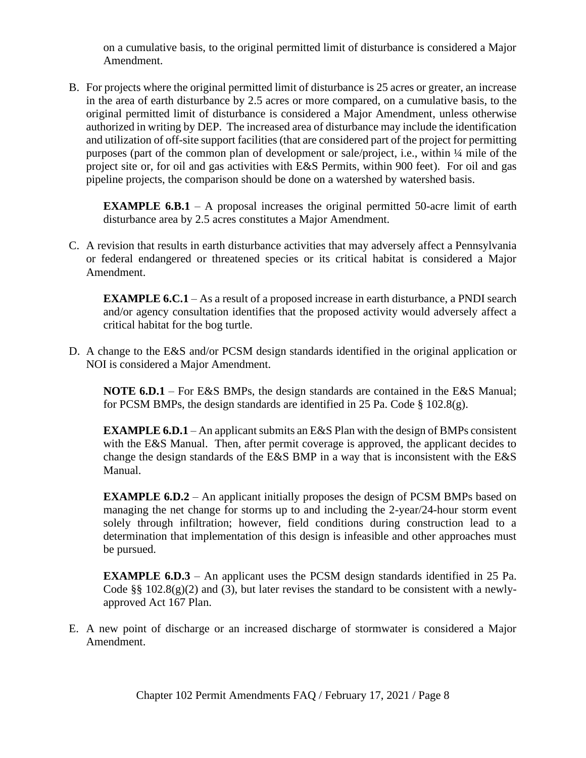on a cumulative basis, to the original permitted limit of disturbance is considered a Major Amendment.

B. For projects where the original permitted limit of disturbance is 25 acres or greater, an increase in the area of earth disturbance by 2.5 acres or more compared, on a cumulative basis, to the original permitted limit of disturbance is considered a Major Amendment, unless otherwise authorized in writing by DEP. The increased area of disturbance may include the identification and utilization of off-site support facilities (that are considered part of the project for permitting purposes (part of the common plan of development or sale/project, i.e., within ¼ mile of the project site or, for oil and gas activities with E&S Permits, within 900 feet). For oil and gas pipeline projects, the comparison should be done on a watershed by watershed basis.

   **EXAMPLE 6.B.1** – A proposal increases the original permitted 50-acre limit of earth disturbance area by 2.5 acres constitutes a Major Amendment.

C. A revision that results in earth disturbance activities that may adversely affect a Pennsylvania or federal endangered or threatened species or its critical habitat is considered a Major Amendment.

   **EXAMPLE 6.C.1** – As a result of a proposed increase in earth disturbance, a PNDI search and/or agency consultation identifies that the proposed activity would adversely affect a critical habitat for the bog turtle.

D. A change to the E&S and/or PCSM design standards identified in the original application or NOI is considered a Major Amendment.

   **NOTE 6.D.1** – For E&S BMPs, the design standards are contained in the E&S Manual; for PCSM BMPs, the design standards are identified in 25 Pa. Code § 102.8(g).

   **EXAMPLE 6.D.1** – An applicant submits an E&S Plan with the design of BMPs consistent with the E&S Manual. Then, after permit coverage is approved, the applicant decides to change the design standards of the E&S BMP in a way that is inconsistent with the E&S Manual.

   **EXAMPLE 6.D.2** – An applicant initially proposes the design of PCSM BMPs based on managing the net change for storms up to and including the 2-year/24-hour storm event solely through infiltration; however, field conditions during construction lead to a determination that implementation of this design is infeasible and other approaches must be pursued.

   **EXAMPLE 6.D.3** – An applicant uses the PCSM design standards identified in 25 Pa. Code §§ 102.8(g)(2) and (3), but later revises the standard to be consistent with a newly-approved Act 167 Plan.

E. A new point of discharge or an increased discharge of stormwater is considered a Major Amendment.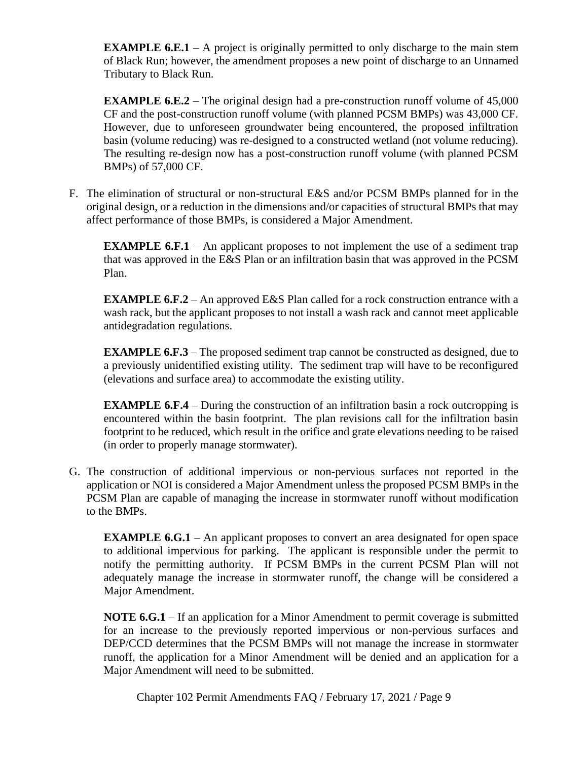**EXAMPLE 6.E.1** – A project is originally permitted to only discharge to the main stem of Black Run; however, the amendment proposes a new point of discharge to an Unnamed Tributary to Black Run.

**EXAMPLE 6.E.2** – The original design had a pre-construction runoff volume of 45,000 CF and the post-construction runoff volume (with planned PCSM BMPs) was 43,000 CF. However, due to unforeseen groundwater being encountered, the proposed infiltration basin (volume reducing) was re-designed to a constructed wetland (not volume reducing). The resulting re-design now has a post-construction runoff volume (with planned PCSM BMPs) of 57,000 CF.

F. The elimination of structural or non-structural E&S and/or PCSM BMPs planned for in the original design, or a reduction in the dimensions and/or capacities of structural BMPs that may affect performance of those BMPs, is considered a Major Amendment.

**EXAMPLE 6.F.1** – An applicant proposes to not implement the use of a sediment trap that was approved in the E&S Plan or an infiltration basin that was approved in the PCSM Plan.

**EXAMPLE 6.F.2** – An approved E&S Plan called for a rock construction entrance with a wash rack, but the applicant proposes to not install a wash rack and cannot meet applicable antidegradation regulations.

**EXAMPLE 6.F.3** – The proposed sediment trap cannot be constructed as designed, due to a previously unidentified existing utility. The sediment trap will have to be reconfigured (elevations and surface area) to accommodate the existing utility.

**EXAMPLE 6.F.4** – During the construction of an infiltration basin a rock outcropping is encountered within the basin footprint. The plan revisions call for the infiltration basin footprint to be reduced, which result in the orifice and grate elevations needing to be raised (in order to properly manage stormwater).

G. The construction of additional impervious or non-pervious surfaces not reported in the application or NOI is considered a Major Amendment unless the proposed PCSM BMPs in the PCSM Plan are capable of managing the increase in stormwater runoff without modification to the BMPs.

**EXAMPLE 6.G.1** – An applicant proposes to convert an area designated for open space to additional impervious for parking. The applicant is responsible under the permit to notify the permitting authority. If PCSM BMPs in the current PCSM Plan will not adequately manage the increase in stormwater runoff, the change will be considered a Major Amendment.

**NOTE 6.G.1** – If an application for a Minor Amendment to permit coverage is submitted for an increase to the previously reported impervious or non-pervious surfaces and DEP/CCD determines that the PCSM BMPs will not manage the increase in stormwater runoff, the application for a Minor Amendment will be denied and an application for a Major Amendment will need to be submitted.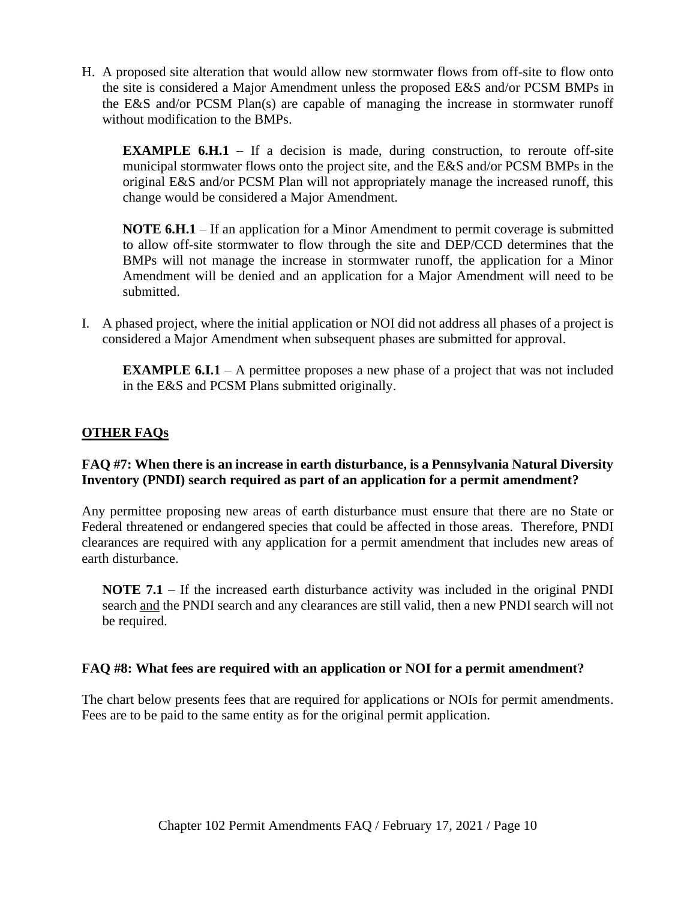H. A proposed site alteration that would allow new stormwater flows from off-site to flow onto the site is considered a Major Amendment unless the proposed E&S and/or PCSM BMPs in the E&S and/or PCSM Plan(s) are capable of managing the increase in stormwater runoff without modification to the BMPs.

   **EXAMPLE 6.H.1** – If a decision is made, during construction, to reroute off-site municipal stormwater flows onto the project site, and the E&S and/or PCSM BMPs in the original E&S and/or PCSM Plan will not appropriately manage the increased runoff, this change would be considered a Major Amendment.

   **NOTE 6.H.1** – If an application for a Minor Amendment to permit coverage is submitted to allow off-site stormwater to flow through the site and DEP/CCD determines that the BMPs will not manage the increase in stormwater runoff, the application for a Minor Amendment will be denied and an application for a Major Amendment will need to be submitted.

I. A phased project, where the initial application or NOI did not address all phases of a project is considered a Major Amendment when subsequent phases are submitted for approval.

   **EXAMPLE 6.I.1** – A permittee proposes a new phase of a project that was not included in the E&S and PCSM Plans submitted originally.

## OTHER FAQs

### FAQ #7: When there is an increase in earth disturbance, is a Pennsylvania Natural Diversity Inventory (PNDI) search required as part of an application for a permit amendment?

Any permittee proposing new areas of earth disturbance must ensure that there are no State or Federal threatened or endangered species that could be affected in those areas. Therefore, PNDI clearances are required with any application for a permit amendment that includes new areas of earth disturbance.

**NOTE 7.1** – If the increased earth disturbance activity was included in the original PNDI search and the PNDI search and any clearances are still valid, then a new PNDI search will not be required.

### FAQ #8: What fees are required with an application or NOI for a permit amendment?

The chart below presents fees that are required for applications or NOIs for permit amendments. Fees are to be paid to the same entity as for the original permit application.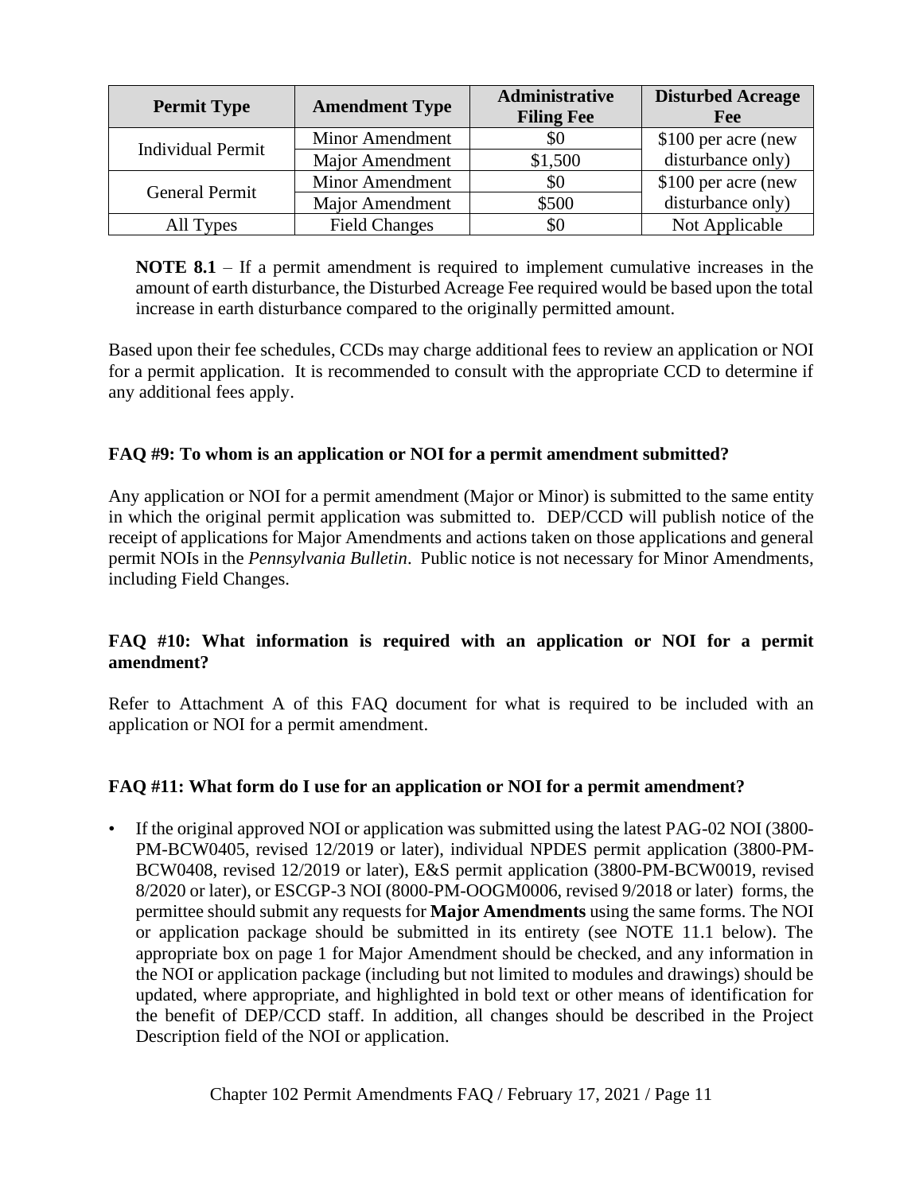| Permit Type | Amendment Type | Administrative Filing Fee | Disturbed Acreage Fee |
|---|---|---|---|
| Individual Permit | Minor Amendment | $0 | $100 per acre (new disturbance only) |
| | Major Amendment | $1,500 | |
| General Permit | Minor Amendment | $0 | $100 per acre (new disturbance only) |
| | Major Amendment | $500 | |
| All Types | Field Changes | $0 | Not Applicable |

**NOTE 8.1** – If a permit amendment is required to implement cumulative increases in the amount of earth disturbance, the Disturbed Acreage Fee required would be based upon the total increase in earth disturbance compared to the originally permitted amount.

Based upon their fee schedules, CCDs may charge additional fees to review an application or NOI for a permit application. It is recommended to consult with the appropriate CCD to determine if any additional fees apply.

### FAQ #9: To whom is an application or NOI for a permit amendment submitted?

Any application or NOI for a permit amendment (Major or Minor) is submitted to the same entity in which the original permit application was submitted to. DEP/CCD will publish notice of the receipt of applications for Major Amendments and actions taken on those applications and general permit NOIs in the *Pennsylvania Bulletin*. Public notice is not necessary for Minor Amendments, including Field Changes.

### FAQ #10: What information is required with an application or NOI for a permit amendment?

Refer to Attachment A of this FAQ document for what is required to be included with an application or NOI for a permit amendment.

### FAQ #11: What form do I use for an application or NOI for a permit amendment?

- If the original approved NOI or application was submitted using the latest PAG-02 NOI (3800-PM-BCW0405, revised 12/2019 or later), individual NPDES permit application (3800-PM-BCW0408, revised 12/2019 or later), E&S permit application (3800-PM-BCW0019, revised 8/2020 or later), or ESCGP-3 NOI (8000-PM-OOGM0006, revised 9/2018 or later) forms, the permittee should submit any requests for **Major Amendments** using the same forms. The NOI or application package should be submitted in its entirety (see NOTE 11.1 below). The appropriate box on page 1 for Major Amendment should be checked, and any information in the NOI or application package (including but not limited to modules and drawings) should be updated, where appropriate, and highlighted in bold text or other means of identification for the benefit of DEP/CCD staff. In addition, all changes should be described in the Project Description field of the NOI or application.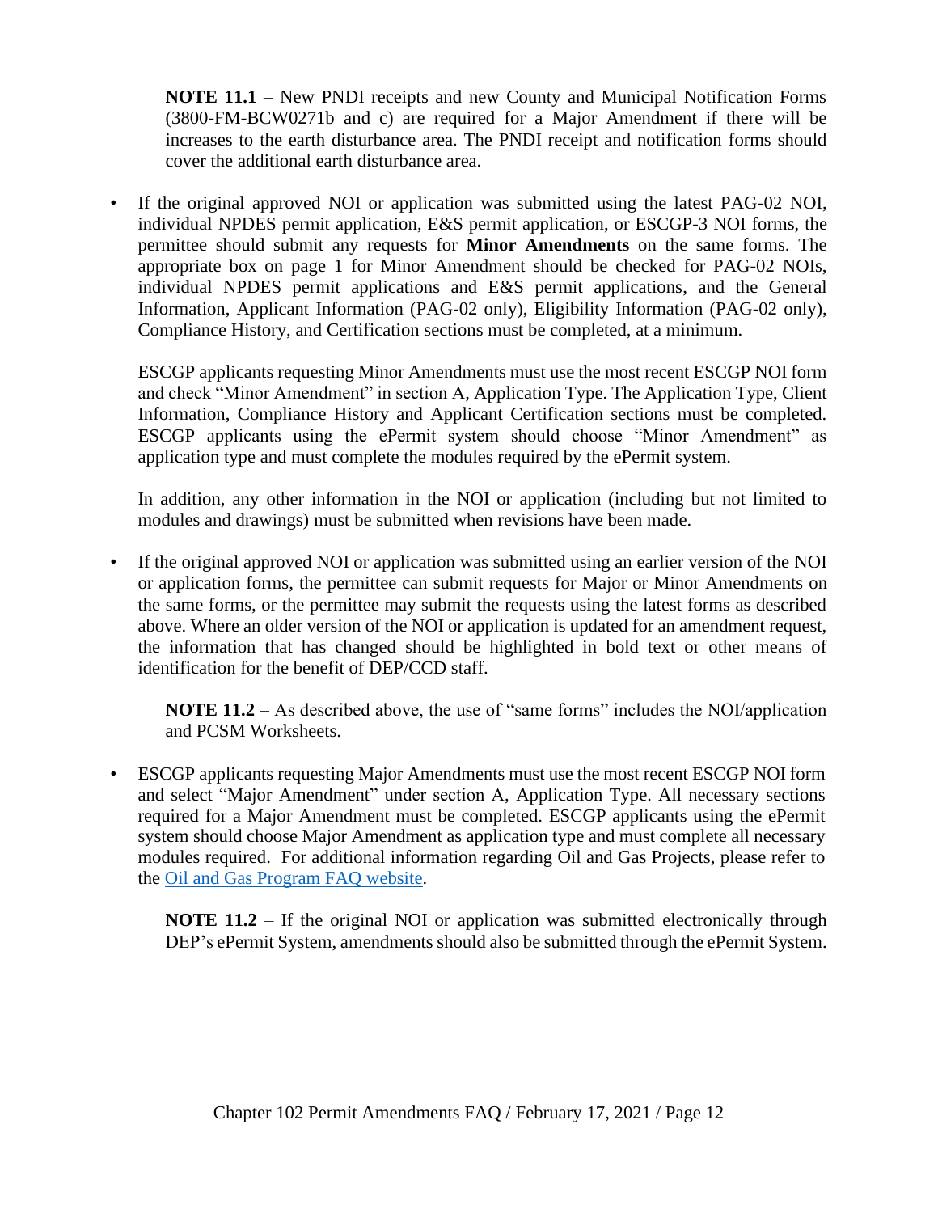**NOTE 11.1** – New PNDI receipts and new County and Municipal Notification Forms (3800-FM-BCW0271b and c) are required for a Major Amendment if there will be increases to the earth disturbance area. The PNDI receipt and notification forms should cover the additional earth disturbance area.

- If the original approved NOI or application was submitted using the latest PAG-02 NOI, individual NPDES permit application, E&S permit application, or ESCGP-3 NOI forms, the permittee should submit any requests for **Minor Amendments** on the same forms. The appropriate box on page 1 for Minor Amendment should be checked for PAG-02 NOIs, individual NPDES permit applications and E&S permit applications, and the General Information, Applicant Information (PAG-02 only), Eligibility Information (PAG-02 only), Compliance History, and Certification sections must be completed, at a minimum.

  ESCGP applicants requesting Minor Amendments must use the most recent ESCGP NOI form and check "Minor Amendment" in section A, Application Type. The Application Type, Client Information, Compliance History and Applicant Certification sections must be completed. ESCGP applicants using the ePermit system should choose "Minor Amendment" as application type and must complete the modules required by the ePermit system.

  In addition, any other information in the NOI or application (including but not limited to modules and drawings) must be submitted when revisions have been made.

- If the original approved NOI or application was submitted using an earlier version of the NOI or application forms, the permittee can submit requests for Major or Minor Amendments on the same forms, or the permittee may submit the requests using the latest forms as described above. Where an older version of the NOI or application is updated for an amendment request, the information that has changed should be highlighted in bold text or other means of identification for the benefit of DEP/CCD staff.

  **NOTE 11.2** – As described above, the use of "same forms" includes the NOI/application and PCSM Worksheets.

- ESCGP applicants requesting Major Amendments must use the most recent ESCGP NOI form and select "Major Amendment" under section A, Application Type. All necessary sections required for a Major Amendment must be completed. ESCGP applicants using the ePermit system should choose Major Amendment as application type and must complete all necessary modules required. For additional information regarding Oil and Gas Projects, please refer to the Oil and Gas Program FAQ website.

  **NOTE 11.2** – If the original NOI or application was submitted electronically through DEP's ePermit System, amendments should also be submitted through the ePermit System.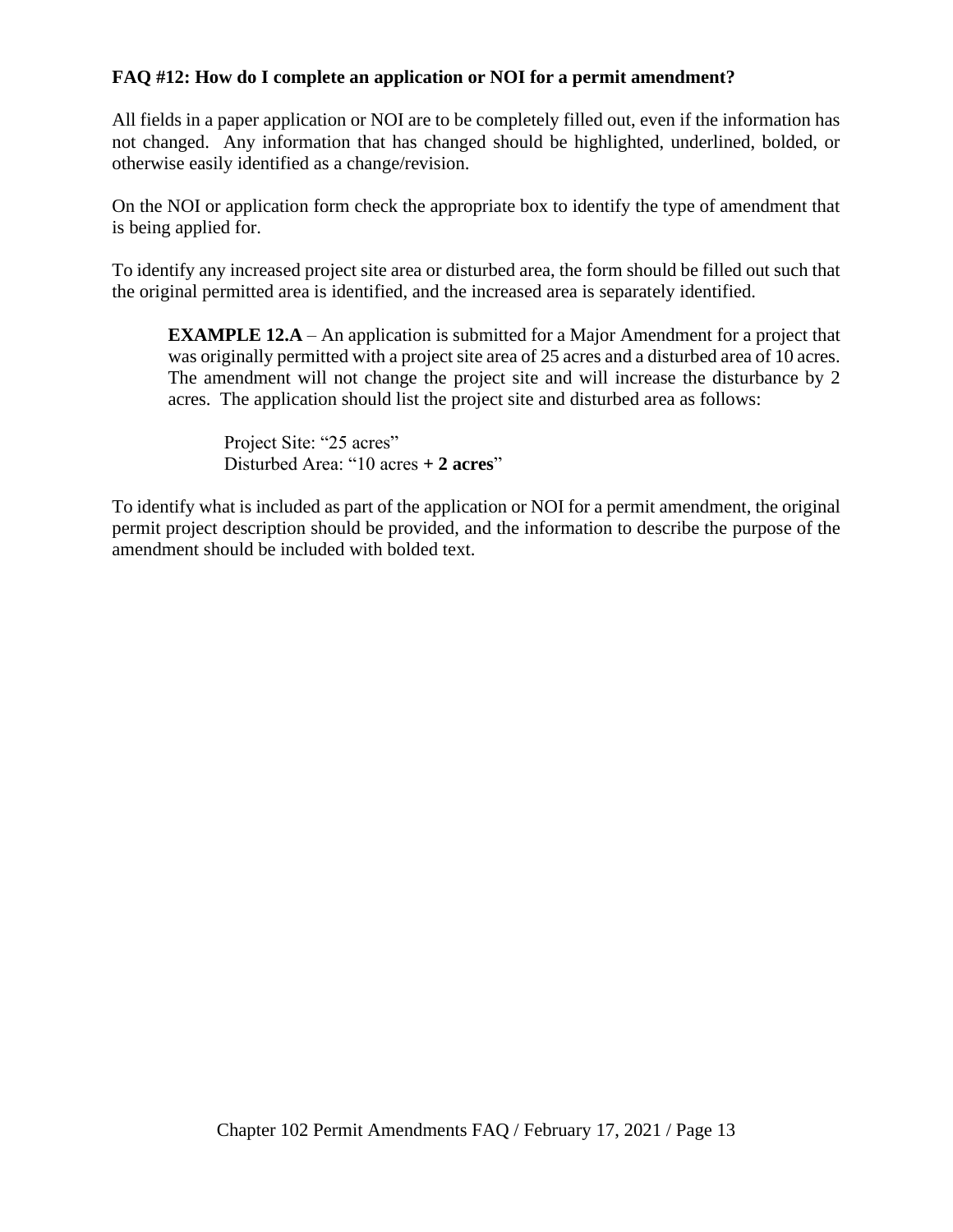**FAQ #12: How do I complete an application or NOI for a permit amendment?**

All fields in a paper application or NOI are to be completely filled out, even if the information has not changed. Any information that has changed should be highlighted, underlined, bolded, or otherwise easily identified as a change/revision.

On the NOI or application form check the appropriate box to identify the type of amendment that is being applied for.

To identify any increased project site area or disturbed area, the form should be filled out such that the original permitted area is identified, and the increased area is separately identified.

> **EXAMPLE 12.A** – An application is submitted for a Major Amendment for a project that was originally permitted with a project site area of 25 acres and a disturbed area of 10 acres. The amendment will not change the project site and will increase the disturbance by 2 acres. The application should list the project site and disturbed area as follows:
>
> Project Site: "25 acres"
> Disturbed Area: "10 acres **+ 2 acres**"

To identify what is included as part of the application or NOI for a permit amendment, the original permit project description should be provided, and the information to describe the purpose of the amendment should be included with bolded text.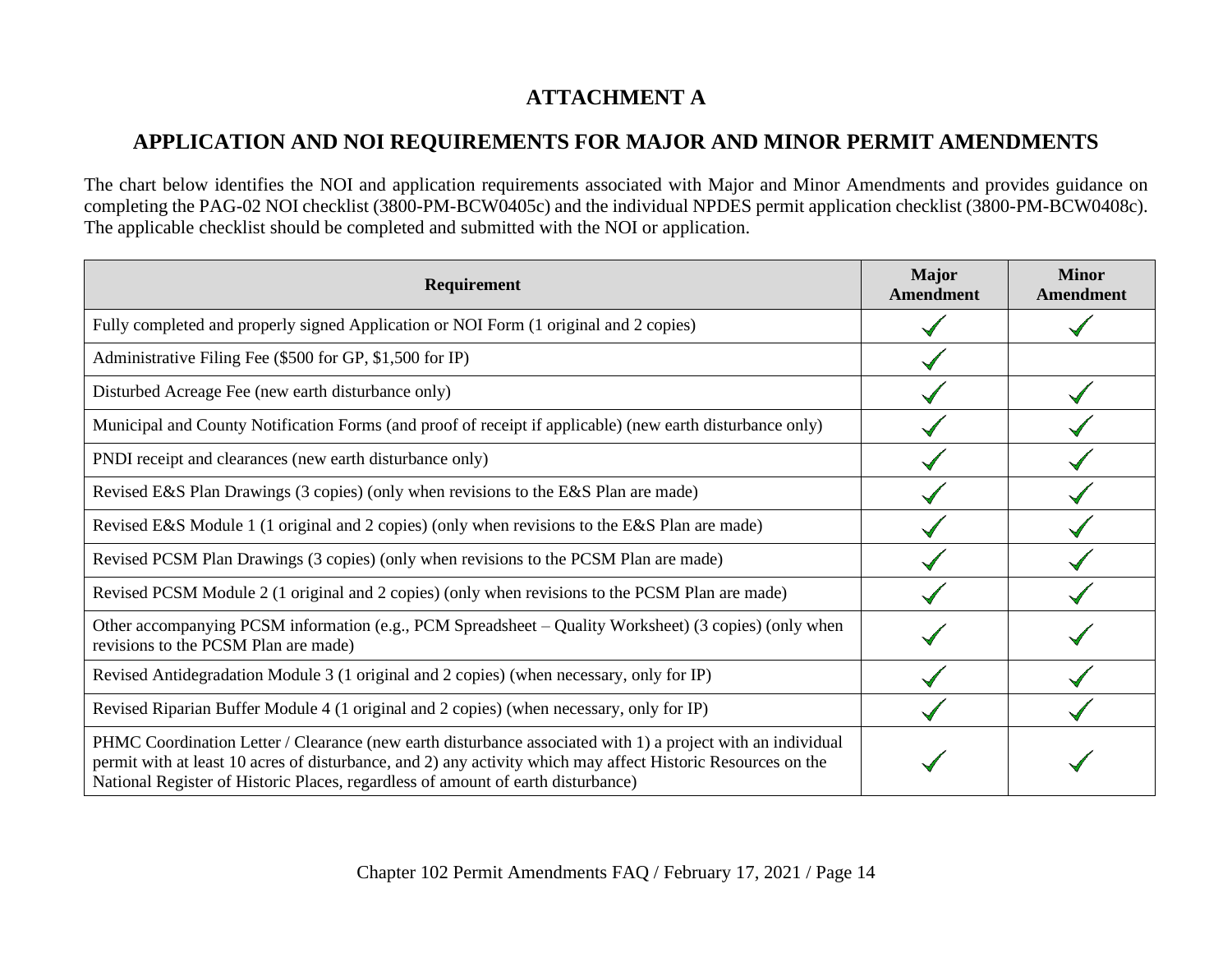# ATTACHMENT A

## APPLICATION AND NOI REQUIREMENTS FOR MAJOR AND MINOR PERMIT AMENDMENTS

The chart below identifies the NOI and application requirements associated with Major and Minor Amendments and provides guidance on completing the PAG-02 NOI checklist (3800-PM-BCW0405c) and the individual NPDES permit application checklist (3800-PM-BCW0408c). The applicable checklist should be completed and submitted with the NOI or application.

| Requirement | Major Amendment | Minor Amendment |
|---|---|---|
| Fully completed and properly signed Application or NOI Form (1 original and 2 copies) | ✓ | ✓ |
| Administrative Filing Fee ($500 for GP, $1,500 for IP) | ✓ | |
| Disturbed Acreage Fee (new earth disturbance only) | ✓ | ✓ |
| Municipal and County Notification Forms (and proof of receipt if applicable) (new earth disturbance only) | ✓ | ✓ |
| PNDI receipt and clearances (new earth disturbance only) | ✓ | ✓ |
| Revised E&S Plan Drawings (3 copies) (only when revisions to the E&S Plan are made) | ✓ | ✓ |
| Revised E&S Module 1 (1 original and 2 copies) (only when revisions to the E&S Plan are made) | ✓ | ✓ |
| Revised PCSM Plan Drawings (3 copies) (only when revisions to the PCSM Plan are made) | ✓ | ✓ |
| Revised PCSM Module 2 (1 original and 2 copies) (only when revisions to the PCSM Plan are made) | ✓ | ✓ |
| Other accompanying PCSM information (e.g., PCM Spreadsheet – Quality Worksheet) (3 copies) (only when revisions to the PCSM Plan are made) | ✓ | ✓ |
| Revised Antidegradation Module 3 (1 original and 2 copies) (when necessary, only for IP) | ✓ | ✓ |
| Revised Riparian Buffer Module 4 (1 original and 2 copies) (when necessary, only for IP) | ✓ | ✓ |
| PHMC Coordination Letter / Clearance (new earth disturbance associated with 1) a project with an individual permit with at least 10 acres of disturbance, and 2) any activity which may affect Historic Resources on the National Register of Historic Places, regardless of amount of earth disturbance) | ✓ | ✓ |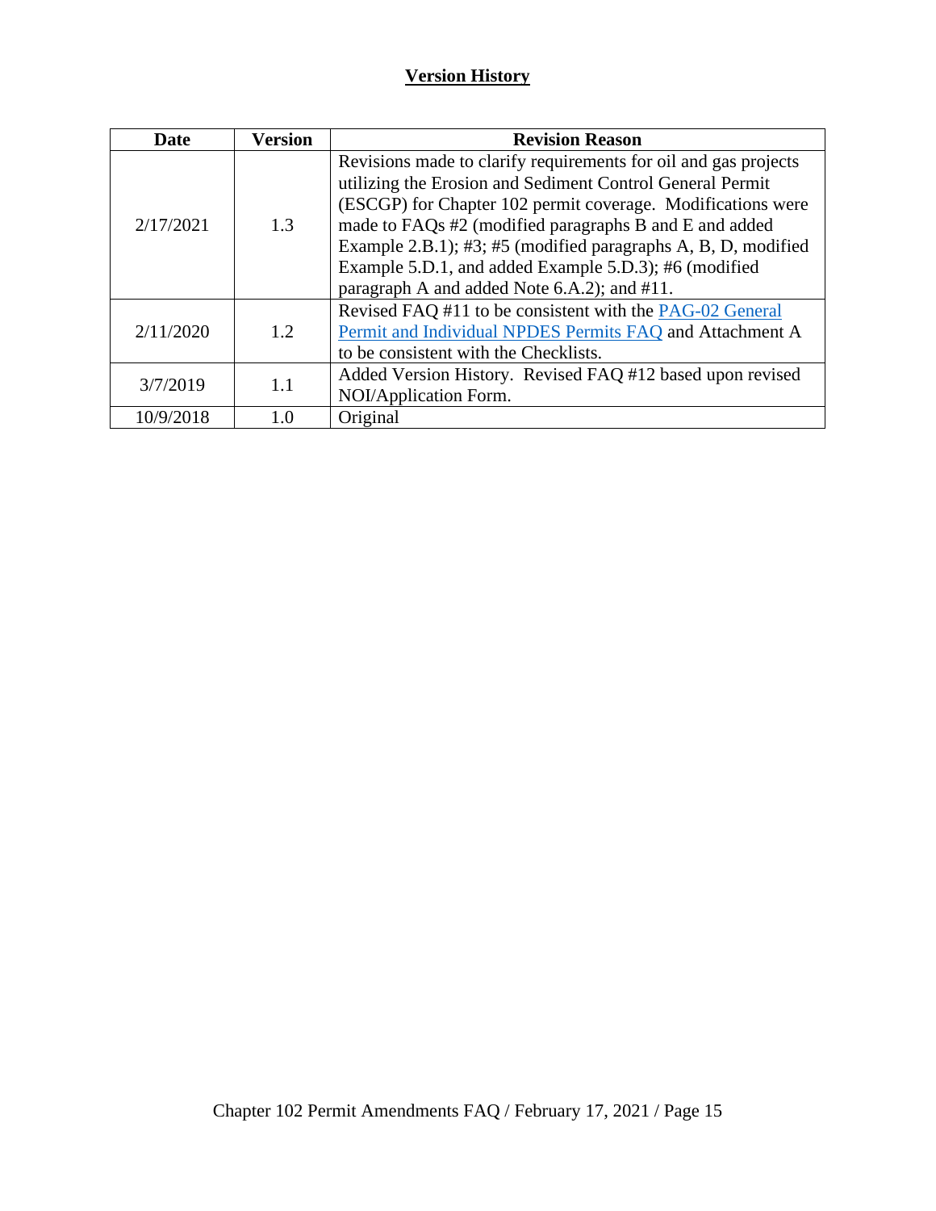## Version History

| Date | Version | Revision Reason |
|---|---|---|
| 2/17/2021 | 1.3 | Revisions made to clarify requirements for oil and gas projects utilizing the Erosion and Sediment Control General Permit (ESCGP) for Chapter 102 permit coverage. Modifications were made to FAQs #2 (modified paragraphs B and E and added Example 2.B.1); #3; #5 (modified paragraphs A, B, D, modified Example 5.D.1, and added Example 5.D.3); #6 (modified paragraph A and added Note 6.A.2); and #11. |
| 2/11/2020 | 1.2 | Revised FAQ #11 to be consistent with the PAG-02 General Permit and Individual NPDES Permits FAQ and Attachment A to be consistent with the Checklists. |
| 3/7/2019 | 1.1 | Added Version History. Revised FAQ #12 based upon revised NOI/Application Form. |
| 10/9/2018 | 1.0 | Original |